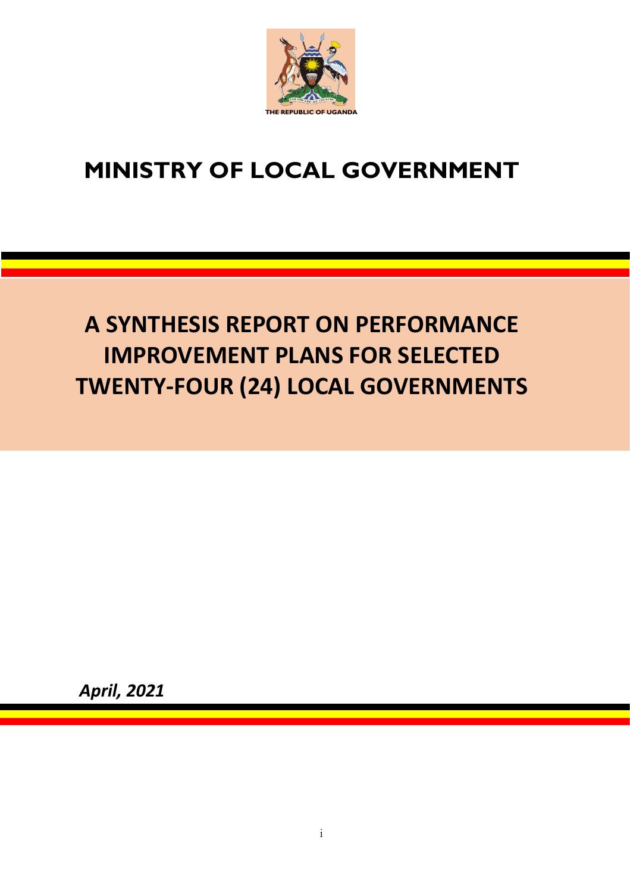THE REPUBLIC OF UGANDA

# MINISTRY OF LOCAL GOVERNMENT

# A SYNTHESIS REPORT ON PERFORMANCE IMPROVEMENT PLANS FOR SELECTED TWENTY-FOUR (24) LOCAL GOVERNMENTS

***April, 2021***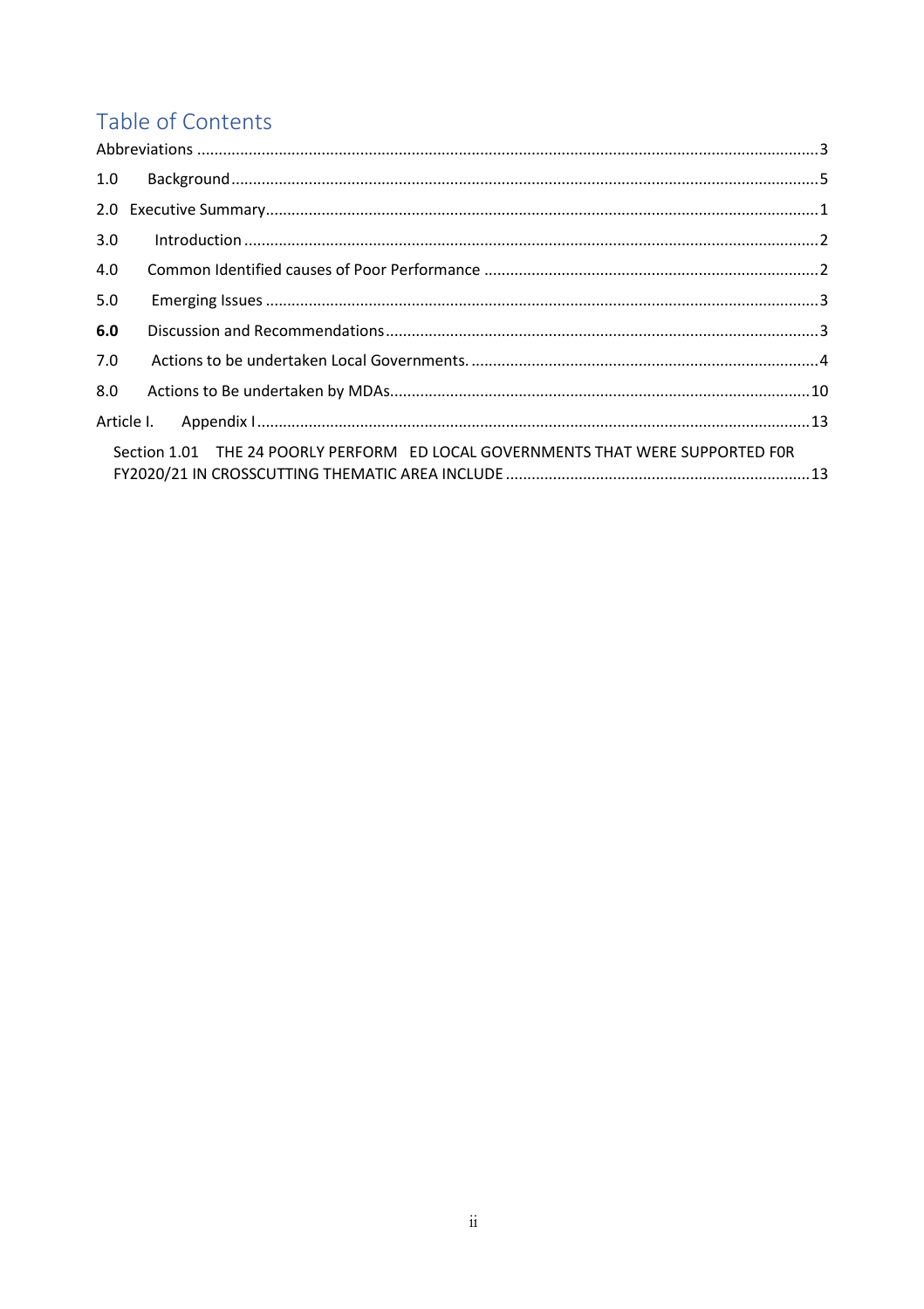# Table of Contents

Abbreviations ........................................................................................................................................3

1.0 Background.......................................................................................................................................5

2.0 Executive Summary...........................................................................................................................1

3.0 Introduction .....................................................................................................................................2

4.0 Common Identified causes of Poor Performance .............................................................................2

5.0 Emerging Issues ................................................................................................................................3

**6.0** Discussion and Recommendations...................................................................................................3

7.0 Actions to be undertaken Local Governments. .................................................................................4

8.0 Actions to Be undertaken by MDAs..................................................................................................10

Article I. Appendix I..............................................................................................................................13

Section 1.01 THE 24 POORLY PERFORM ED LOCAL GOVERNMENTS THAT WERE SUPPORTED F0R FY2020/21 IN CROSSCUTTING THEMATIC AREA INCLUDE ........................................................................13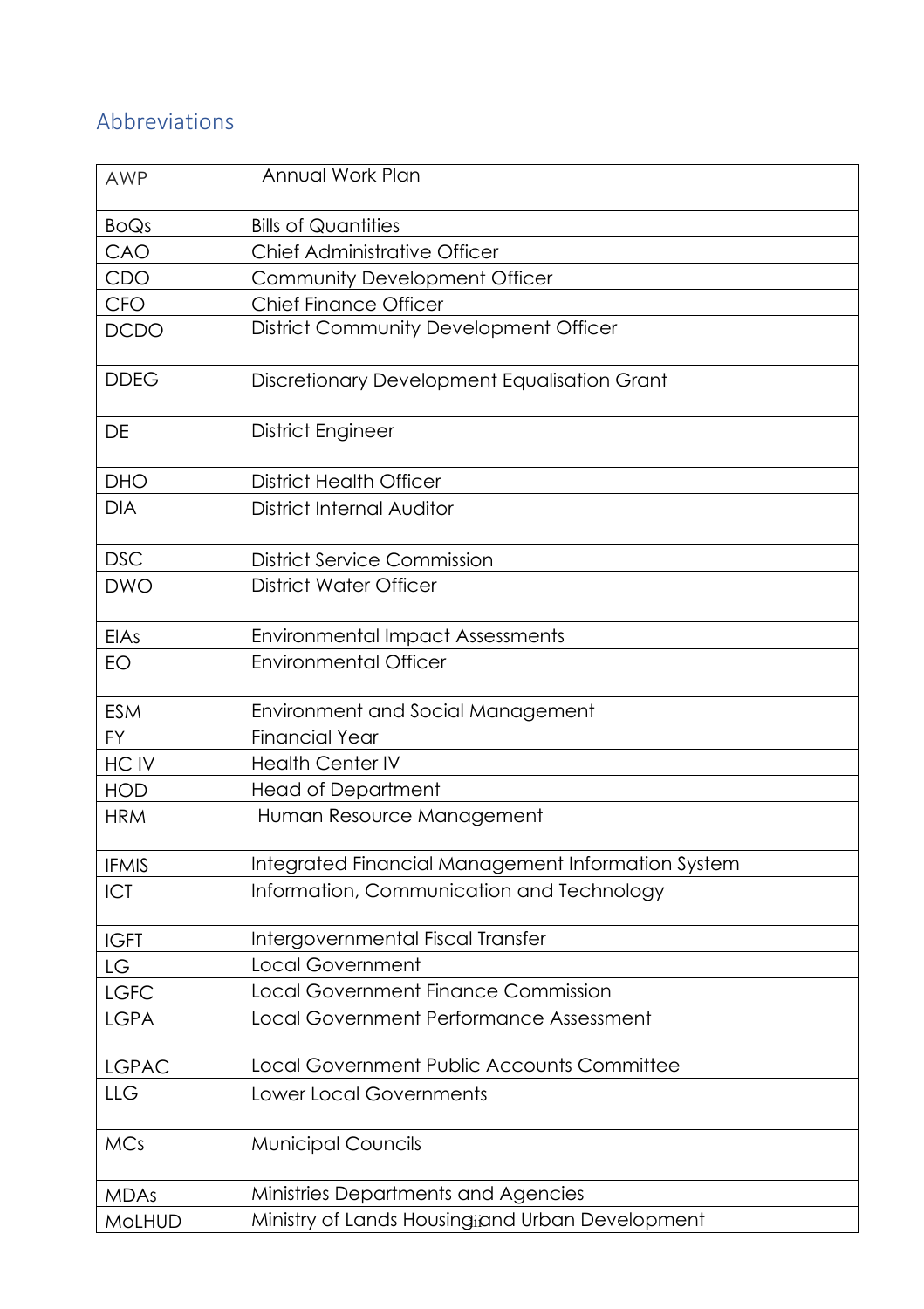## Abbreviations

| | |
|---|---|
| AWP | Annual Work Plan |
| BoQs | Bills of Quantities |
| CAO | Chief Administrative Officer |
| CDO | Community Development Officer |
| CFO | Chief Finance Officer |
| DCDO | District Community Development Officer |
| DDEG | Discretionary Development Equalisation Grant |
| DE | District Engineer |
| DHO | District Health Officer |
| DIA | District Internal Auditor |
| DSC | District Service Commission |
| DWO | District Water Officer |
| EIAs | Environmental Impact Assessments |
| EO | Environmental Officer |
| ESM | Environment and Social Management |
| FY | Financial Year |
| HC IV | Health Center IV |
| HOD | Head of Department |
| HRM | Human Resource Management |
| IFMIS | Integrated Financial Management Information System |
| ICT | Information, Communication and Technology |
| IGFT | Intergovernmental Fiscal Transfer |
| LG | Local Government |
| LGFC | Local Government Finance Commission |
| LGPA | Local Government Performance Assessment |
| LGPAC | Local Government Public Accounts Committee |
| LLG | Lower Local Governments |
| MCs | Municipal Councils |
| MDAs | Ministries Departments and Agencies |
| MoLHUD | Ministry of Lands Housing and Urban Development |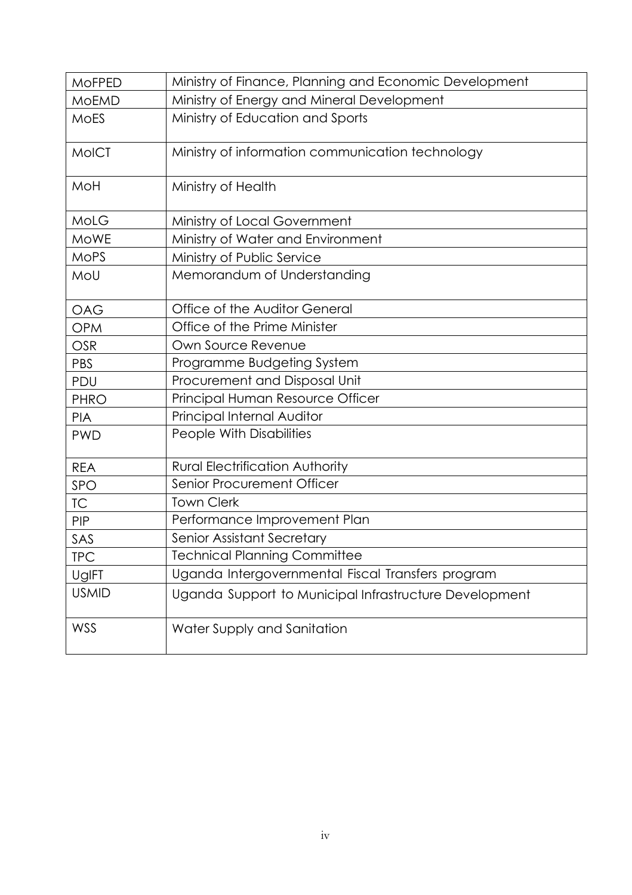| | |
|---|---|
| MoFPED | Ministry of Finance, Planning and Economic Development |
| MoEMD | Ministry of Energy and Mineral Development |
| MoES | Ministry of Education and Sports |
| MoICT | Ministry of information communication technology |
| MoH | Ministry of Health |
| MoLG | Ministry of Local Government |
| MoWE | Ministry of Water and Environment |
| MoPS | Ministry of Public Service |
| MoU | Memorandum of Understanding |
| OAG | Office of the Auditor General |
| OPM | Office of the Prime Minister |
| OSR | Own Source Revenue |
| PBS | Programme Budgeting System |
| PDU | Procurement and Disposal Unit |
| PHRO | Principal Human Resource Officer |
| PIA | Principal Internal Auditor |
| PWD | People With Disabilities |
| REA | Rural Electrification Authority |
| SPO | Senior Procurement Officer |
| TC | Town Clerk |
| PIP | Performance Improvement Plan |
| SAS | Senior Assistant Secretary |
| TPC | Technical Planning Committee |
| UgIFT | Uganda Intergovernmental Fiscal Transfers program |
| USMID | Uganda Support to Municipal Infrastructure Development |
| WSS | Water Supply and Sanitation |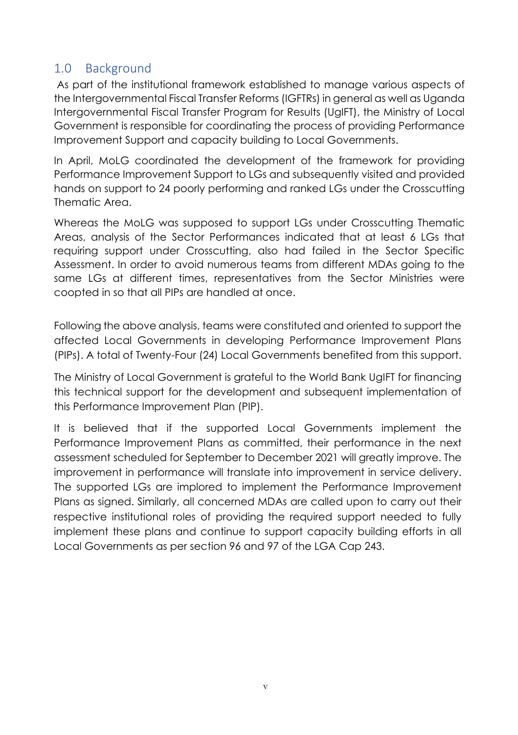## 1.0 Background

As part of the institutional framework established to manage various aspects of the Intergovernmental Fiscal Transfer Reforms (IGFTRs) in general as well as Uganda Intergovernmental Fiscal Transfer Program for Results (UgIFT), the Ministry of Local Government is responsible for coordinating the process of providing Performance Improvement Support and capacity building to Local Governments.

In April, MoLG coordinated the development of the framework for providing Performance Improvement Support to LGs and subsequently visited and provided hands on support to 24 poorly performing and ranked LGs under the Crosscutting Thematic Area.

Whereas the MoLG was supposed to support LGs under Crosscutting Thematic Areas, analysis of the Sector Performances indicated that at least 6 LGs that requiring support under Crosscutting, also had failed in the Sector Specific Assessment. In order to avoid numerous teams from different MDAs going to the same LGs at different times, representatives from the Sector Ministries were coopted in so that all PIPs are handled at once.

Following the above analysis, teams were constituted and oriented to support the affected Local Governments in developing Performance Improvement Plans (PIPs). A total of Twenty-Four (24) Local Governments benefited from this support.

The Ministry of Local Government is grateful to the World Bank UgIFT for financing this technical support for the development and subsequent implementation of this Performance Improvement Plan (PIP).

It is believed that if the supported Local Governments implement the Performance Improvement Plans as committed, their performance in the next assessment scheduled for September to December 2021 will greatly improve. The improvement in performance will translate into improvement in service delivery. The supported LGs are implored to implement the Performance Improvement Plans as signed. Similarly, all concerned MDAs are called upon to carry out their respective institutional roles of providing the required support needed to fully implement these plans and continue to support capacity building efforts in all Local Governments as per section 96 and 97 of the LGA Cap 243.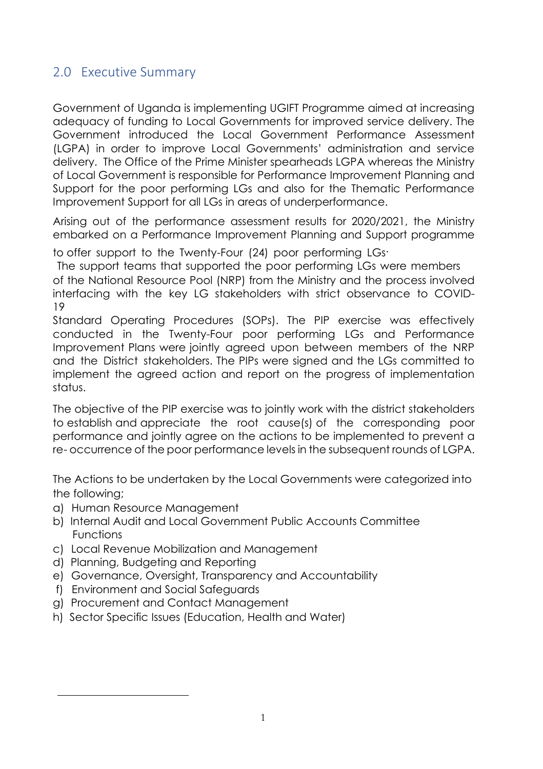## 2.0 Executive Summary

Government of Uganda is implementing UGIFT Programme aimed at increasing adequacy of funding to Local Governments for improved service delivery. The Government introduced the Local Government Performance Assessment (LGPA) in order to improve Local Governments' administration and service delivery. The Office of the Prime Minister spearheads LGPA whereas the Ministry of Local Government is responsible for Performance Improvement Planning and Support for the poor performing LGs and also for the Thematic Performance Improvement Support for all LGs in areas of underperformance.

Arising out of the performance assessment results for 2020/2021, the Ministry embarked on a Performance Improvement Planning and Support programme to offer support to the Twenty-Four (24) poor performing LGs·

The support teams that supported the poor performing LGs were members of the National Resource Pool (NRP) from the Ministry and the process involved interfacing with the key LG stakeholders with strict observance to COVID-19 Standard Operating Procedures (SOPs). The PIP exercise was effectively conducted in the Twenty-Four poor performing LGs and Performance Improvement Plans were jointly agreed upon between members of the NRP and the District stakeholders. The PIPs were signed and the LGs committed to implement the agreed action and report on the progress of implementation status.

The objective of the PIP exercise was to jointly work with the district stakeholders to establish and appreciate the root cause(s) of the corresponding poor performance and jointly agree on the actions to be implemented to prevent a re- occurrence of the poor performance levels in the subsequent rounds of LGPA.

The Actions to be undertaken by the Local Governments were categorized into the following;

a) Human Resource Management
b) Internal Audit and Local Government Public Accounts Committee Functions
c) Local Revenue Mobilization and Management
d) Planning, Budgeting and Reporting
e) Governance, Oversight, Transparency and Accountability
f) Environment and Social Safeguards
g) Procurement and Contact Management
h) Sector Specific Issues (Education, Health and Water)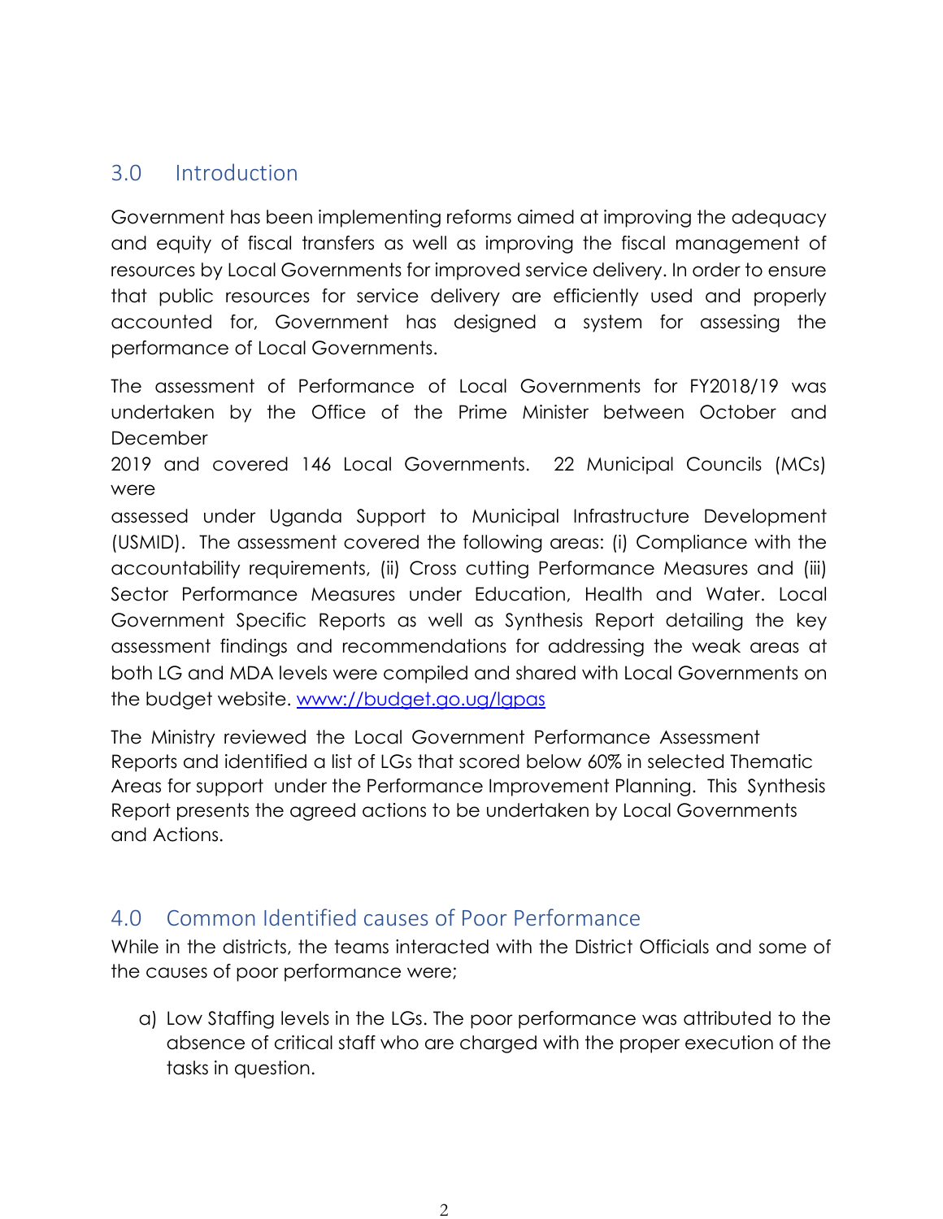## 3.0 Introduction

Government has been implementing reforms aimed at improving the adequacy and equity of fiscal transfers as well as improving the fiscal management of resources by Local Governments for improved service delivery. In order to ensure that public resources for service delivery are efficiently used and properly accounted for, Government has designed a system for assessing the performance of Local Governments.

The assessment of Performance of Local Governments for FY2018/19 was undertaken by the Office of the Prime Minister between October and December 2019 and covered 146 Local Governments. 22 Municipal Councils (MCs) were assessed under Uganda Support to Municipal Infrastructure Development (USMID). The assessment covered the following areas: (i) Compliance with the accountability requirements, (ii) Cross cutting Performance Measures and (iii) Sector Performance Measures under Education, Health and Water. Local Government Specific Reports as well as Synthesis Report detailing the key assessment findings and recommendations for addressing the weak areas at both LG and MDA levels were compiled and shared with Local Governments on the budget website. [www://budget.go.ug/lgpas](www://budget.go.ug/lgpas)

The Ministry reviewed the Local Government Performance Assessment Reports and identified a list of LGs that scored below 60% in selected Thematic Areas for support under the Performance Improvement Planning. This Synthesis Report presents the agreed actions to be undertaken by Local Governments and Actions.

## 4.0 Common Identified causes of Poor Performance

While in the districts, the teams interacted with the District Officials and some of the causes of poor performance were;

a) Low Staffing levels in the LGs. The poor performance was attributed to the absence of critical staff who are charged with the proper execution of the tasks in question.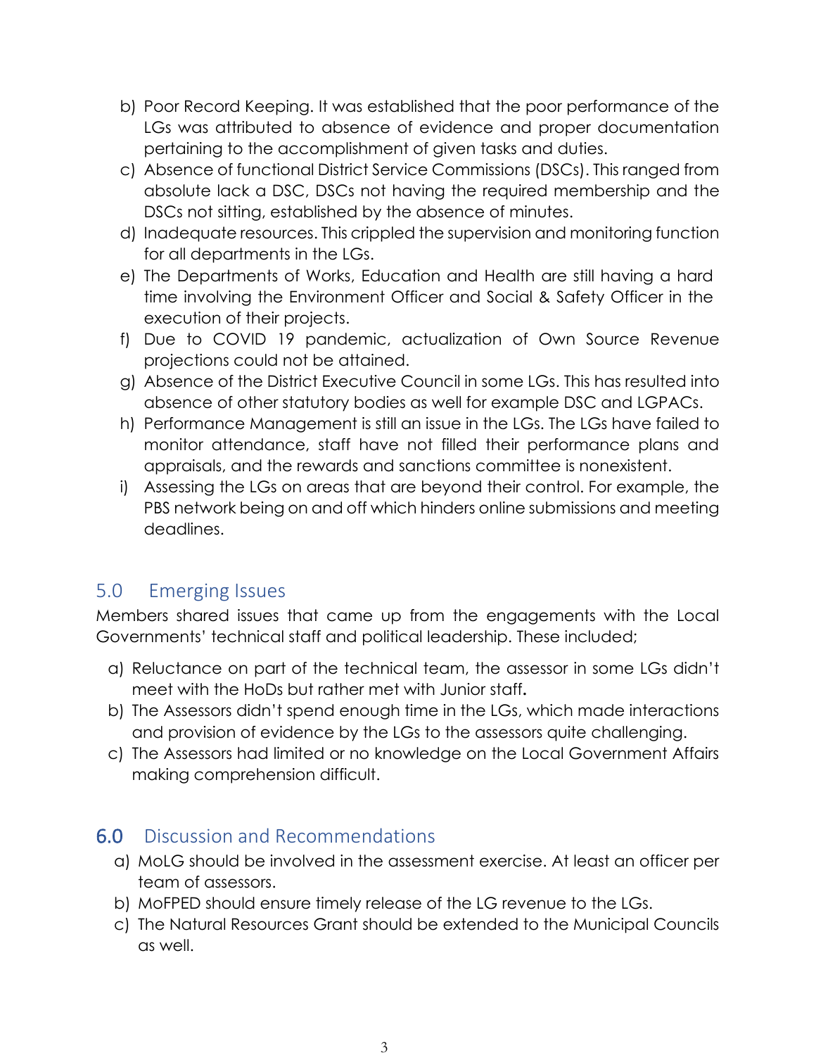b) Poor Record Keeping. It was established that the poor performance of the LGs was attributed to absence of evidence and proper documentation pertaining to the accomplishment of given tasks and duties.
c) Absence of functional District Service Commissions (DSCs). This ranged from absolute lack a DSC, DSCs not having the required membership and the DSCs not sitting, established by the absence of minutes.
d) Inadequate resources. This crippled the supervision and monitoring function for all departments in the LGs.
e) The Departments of Works, Education and Health are still having a hard time involving the Environment Officer and Social & Safety Officer in the execution of their projects.
f) Due to COVID 19 pandemic, actualization of Own Source Revenue projections could not be attained.
g) Absence of the District Executive Council in some LGs. This has resulted into absence of other statutory bodies as well for example DSC and LGPACs.
h) Performance Management is still an issue in the LGs. The LGs have failed to monitor attendance, staff have not filled their performance plans and appraisals, and the rewards and sanctions committee is nonexistent.
i) Assessing the LGs on areas that are beyond their control. For example, the PBS network being on and off which hinders online submissions and meeting deadlines.

## 5.0 Emerging Issues

Members shared issues that came up from the engagements with the Local Governments' technical staff and political leadership. These included;

a) Reluctance on part of the technical team, the assessor in some LGs didn't meet with the HoDs but rather met with Junior staff**.**
b) The Assessors didn't spend enough time in the LGs, which made interactions and provision of evidence by the LGs to the assessors quite challenging.
c) The Assessors had limited or no knowledge on the Local Government Affairs making comprehension difficult.

## 6.0 Discussion and Recommendations

a) MoLG should be involved in the assessment exercise. At least an officer per team of assessors.
b) MoFPED should ensure timely release of the LG revenue to the LGs.
c) The Natural Resources Grant should be extended to the Municipal Councils as well.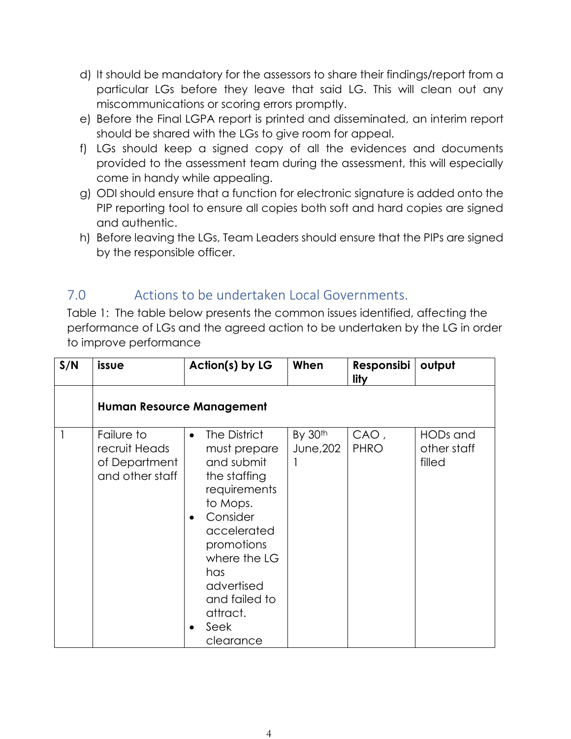d) It should be mandatory for the assessors to share their findings/report from a particular LGs before they leave that said LG. This will clean out any miscommunications or scoring errors promptly.
e) Before the Final LGPA report is printed and disseminated, an interim report should be shared with the LGs to give room for appeal.
f) LGs should keep a signed copy of all the evidences and documents provided to the assessment team during the assessment, this will especially come in handy while appealing.
g) ODI should ensure that a function for electronic signature is added onto the PIP reporting tool to ensure all copies both soft and hard copies are signed and authentic.
h) Before leaving the LGs, Team Leaders should ensure that the PIPs are signed by the responsible officer.

## 7.0 Actions to be undertaken Local Governments.

Table 1: The table below presents the common issues identified, affecting the performance of LGs and the agreed action to be undertaken by the LG in order to improve performance

| S/N | issue | Action(s) by LG | When | Responsibility | output |
|---|---|---|---|---|---|
| | **Human Resource Management** | | | | |
| 1 | Failure to recruit Heads of Department and other staff | • The District must prepare and submit the staffing requirements to Mops.<br>• Consider accelerated promotions where the LG has advertised and failed to attract.<br>• Seek clearance | By 30th June,2021 | CAO , PHRO | HODs and other staff filled |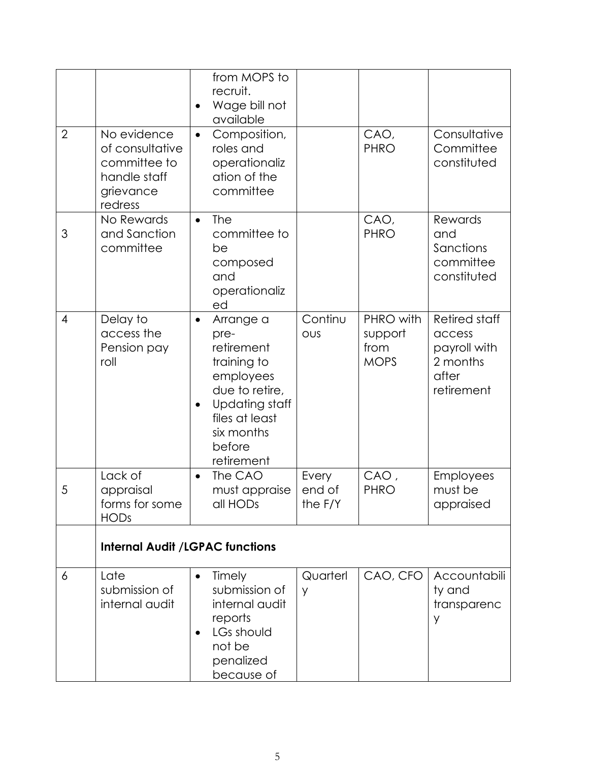| | | | | | |
|---|---|---|---|---|---|
| | | from MOPS to recruit.<br>• Wage bill not available | | | |
| 2 | No evidence of consultative committee to handle staff grievance redress | • Composition, roles and operationalization of the committee | | CAO, PHRO | Consultative Committee constituted |
| 3 | No Rewards and Sanction committee | • The committee to be composed and operationalized | | CAO, PHRO | Rewards and Sanctions committee constituted |
| 4 | Delay to access the Pension pay roll | • Arrange a pre-retirement training to employees due to retire,<br>• Updating staff files at least six months before retirement | Continuous | PHRO with support from MOPS | Retired staff access payroll with 2 months after retirement |
| 5 | Lack of appraisal forms for some HODs | • The CAO must appraise all HODs | Every end of the F/Y | CAO , PHRO | Employees must be appraised |
| | **Internal Audit /LGPAC functions** | | | | |
| 6 | Late submission of internal audit | • Timely submission of internal audit reports<br>• LGs should not be penalized because of | Quarterly | CAO, CFO | Accountability and transparency |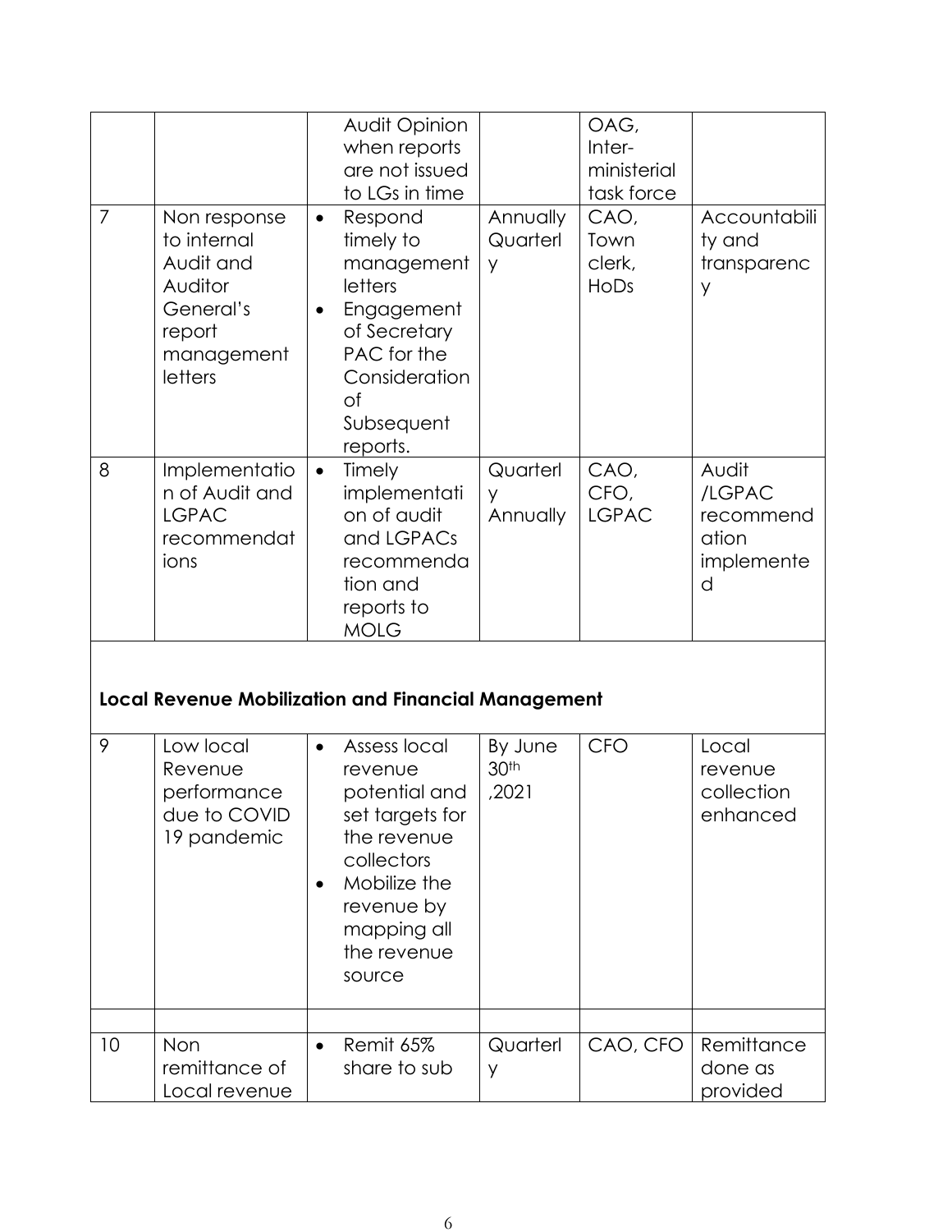|  |  | Audit Opinion when reports are not issued to LGs in time |  | OAG, Inter-ministerial task force |  |
|---|---|---|---|---|---|
| 7 | Non response to internal Audit and Auditor General's report management letters | • Respond timely to management letters<br>• Engagement of Secretary PAC for the Consideration of Subsequent reports. | Annually Quarterly | CAO, Town clerk, HoDs | Accountability and transparency |
| 8 | Implementation of Audit and LGPAC recommendations | • Timely implementation of audit and LGPACs recommendation and reports to MOLG | Quarterly Annually | CAO, CFO, LGPAC | Audit /LGPAC recommendation implemented |
| **Local Revenue Mobilization and Financial Management** |  |  |  |  |  |
| 9 | Low local Revenue performance due to COVID 19 pandemic | • Assess local revenue potential and set targets for the revenue collectors<br>• Mobilize the revenue by mapping all the revenue source | By June 30th ,2021 | CFO | Local revenue collection enhanced |
|  |  |  |  |  |  |
| 10 | Non remittance of Local revenue | • Remit 65% share to sub | Quarterly | CAO, CFO | Remittance done as provided |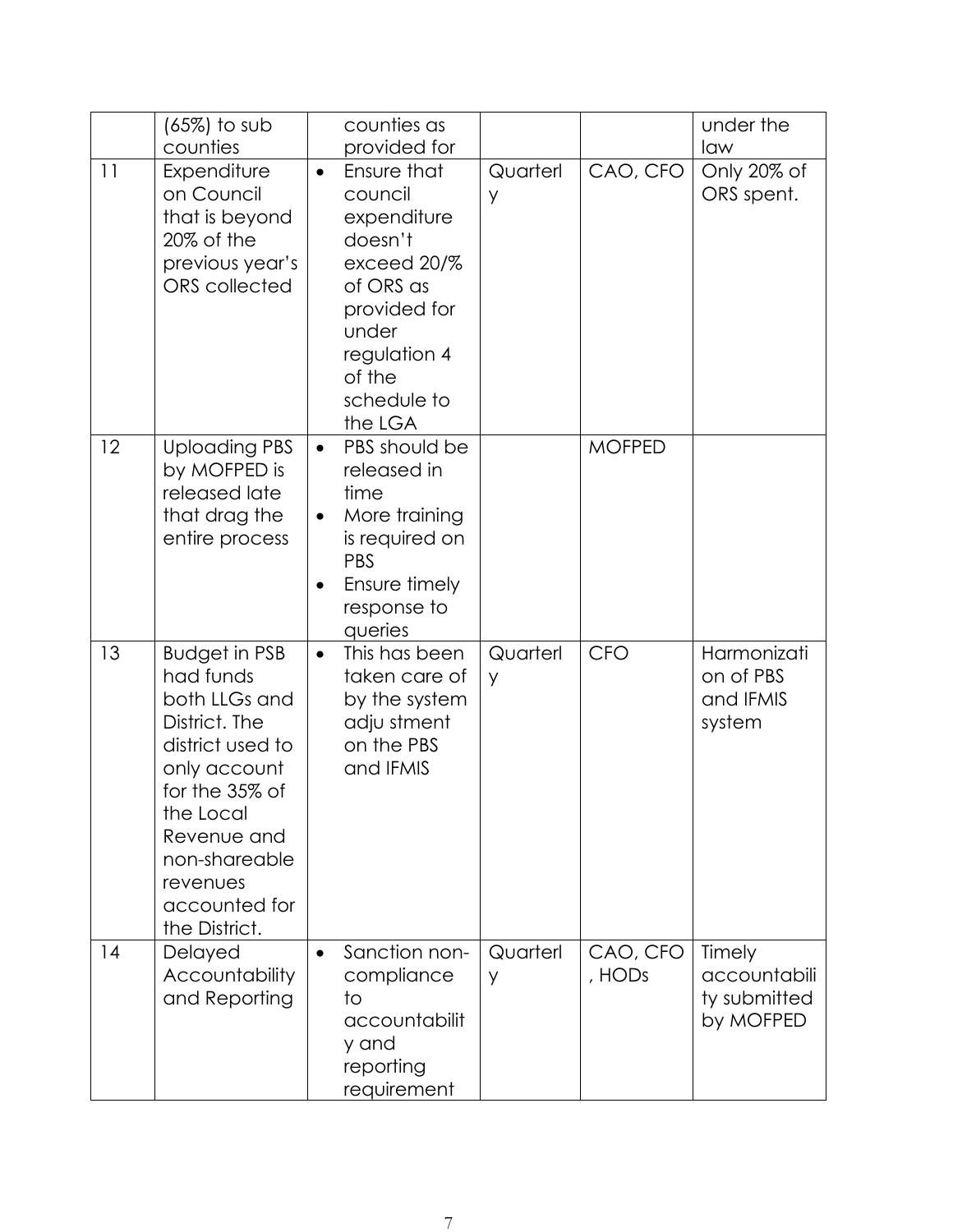|  | (65%) to sub counties |  counties as provided for |  |  | under the law |
|---|---|---|---|---|---|
| 11 | Expenditure on Council that is beyond 20% of the previous year's ORS collected | • Ensure that council expenditure doesn't exceed 20/% of ORS as provided for under regulation 4 of the schedule to the LGA | Quarterly | CAO, CFO | Only 20% of ORS spent. |
| 12 | Uploading PBS by MOFPED is released late that drag the entire process | • PBS should be released in time<br>• More training is required on PBS<br>• Ensure timely response to queries |  | MOFPED |  |
| 13 | Budget in PSB had funds both LLGs and District. The district used to only account for the 35% of the Local Revenue and non-shareable revenues accounted for the District. | • This has been taken care of by the system adju stment on the PBS and IFMIS | Quarterly | CFO | Harmonization of PBS and IFMIS system |
| 14 | Delayed Accountability and Reporting | • Sanction non-compliance to accountability and reporting requirement | Quarterly | CAO, CFO, HODs | Timely accountability submitted by MOFPED |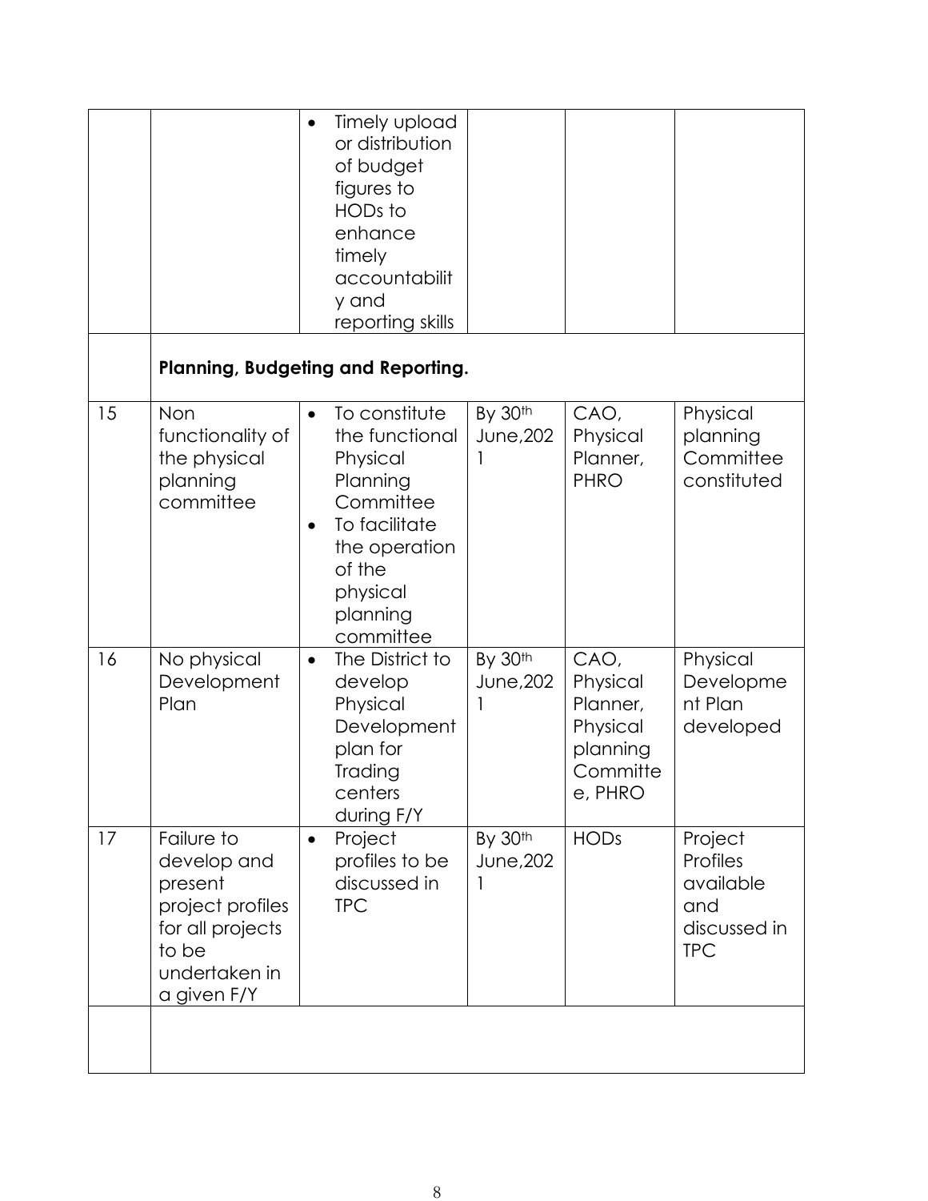| | | | | | |
|---|---|---|---|---|---|
| | | • Timely upload or distribution of budget figures to HODs to enhance timely accountability and reporting skills | | | |
| | **Planning, Budgeting and Reporting.** | | | | |
| 15 | Non functionality of the physical planning committee | • To constitute the functional Physical Planning Committee<br>• To facilitate the operation of the physical planning committee | By 30th June,2021 | CAO, Physical Planner, PHRO | Physical planning Committee constituted |
| 16 | No physical Development Plan | • The District to develop Physical Development plan for Trading centers during F/Y | By 30th June,2021 | CAO, Physical Planner, Physical planning Committee, PHRO | Physical Development Plan developed |
| 17 | Failure to develop and present project profiles for all projects to be undertaken in a given F/Y | • Project profiles to be discussed in TPC | By 30th June,2021 | HODs | Project Profiles available and discussed in TPC |
| | | | | | |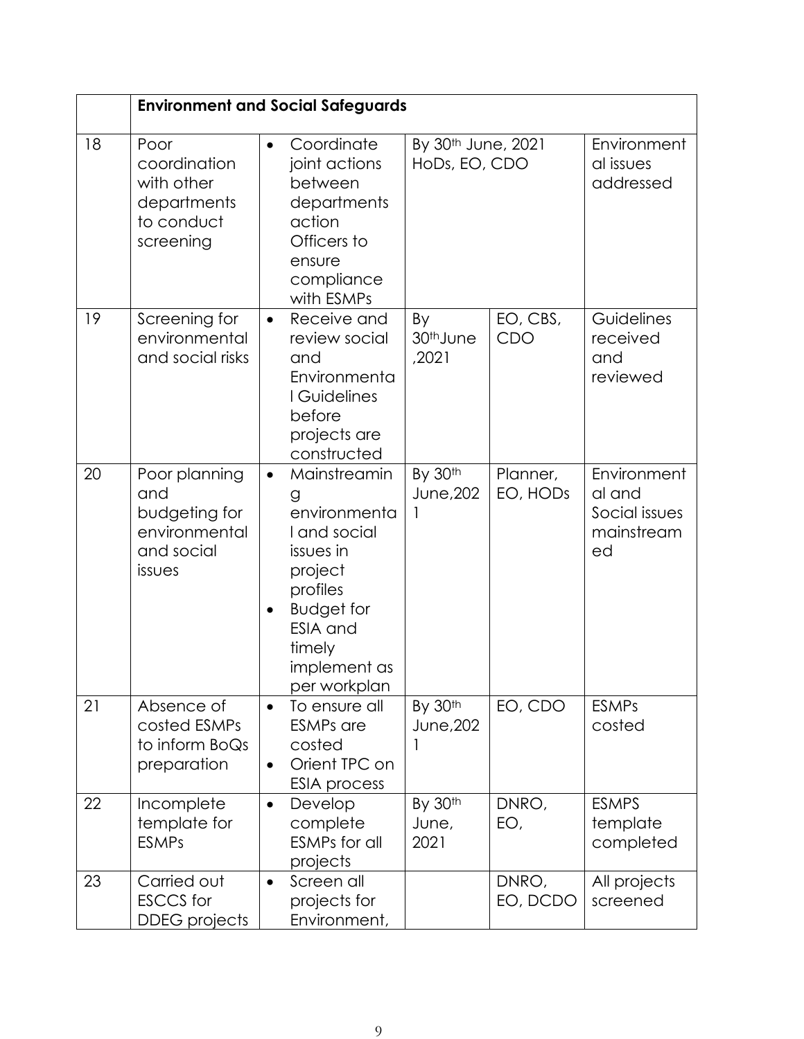| | Environment and Social Safeguards | | | | |
|---|---|---|---|---|---|
| 18 | Poor coordination with other departments to conduct screening | • Coordinate joint actions between departments action Officers to ensure compliance with ESMPs | By 30th June, 2021 HoDs, EO, CDO | | Environmental issues addressed |
| 19 | Screening for environmental and social risks | • Receive and review social and Environmental Guidelines before projects are constructed | By 30th June ,2021 | EO, CBS, CDO | Guidelines received and reviewed |
| 20 | Poor planning and budgeting for environmental and social issues | • Mainstreaming environmental and social issues in project profiles<br>• Budget for ESIA and timely implement as per workplan | By 30th June,2021 | Planner, EO, HODs | Environmental and Social issues mainstreamed |
| 21 | Absence of costed ESMPs to inform BoQs preparation | • To ensure all ESMPs are costed<br>• Orient TPC on ESIA process | By 30th June,2021 | EO, CDO | ESMPs costed |
| 22 | Incomplete template for ESMPs | • Develop complete ESMPs for all projects | By 30th June, 2021 | DNRO, EO, | ESMPS template completed |
| 23 | Carried out ESCCS for DDEG projects | • Screen all projects for Environment, | | DNRO, EO, DCDO | All projects screened |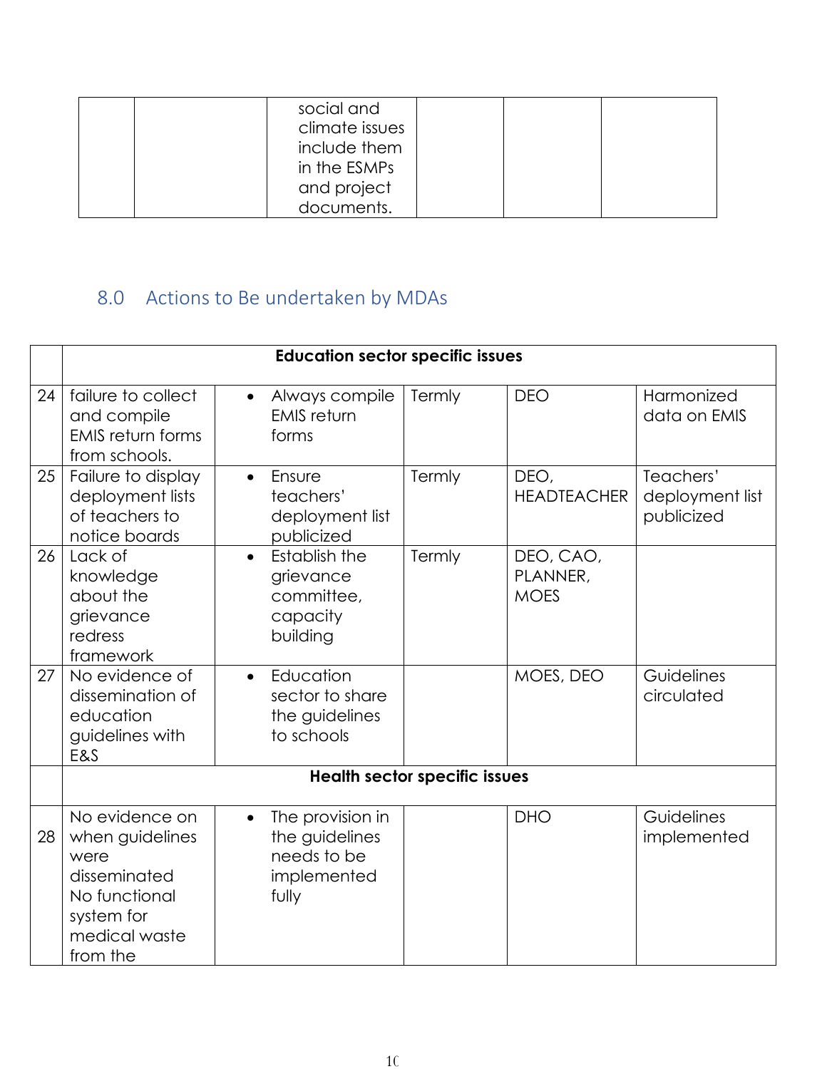| | | social and climate issues include them in the ESMPs and project documents. | | | |
|---|---|---|---|---|---|

## 8.0 Actions to Be undertaken by MDAs

| | **Education sector specific issues** | | | | |
|---|---|---|---|---|---|
| 24 | failure to collect and compile EMIS return forms from schools. | • Always compile EMIS return forms | Termly | DEO | Harmonized data on EMIS |
| 25 | Failure to display deployment lists of teachers to notice boards | • Ensure teachers' deployment list publicized | Termly | DEO, HEADTEACHER | Teachers' deployment list publicized |
| 26 | Lack of knowledge about the grievance redress framework | • Establish the grievance committee, capacity building | Termly | DEO, CAO, PLANNER, MOES | |
| 27 | No evidence of dissemination of education guidelines with E&S | • Education sector to share the guidelines to schools | | MOES, DEO | Guidelines circulated |
| | **Health sector specific issues** | | | | |
| 28 | No evidence on when guidelines were disseminated No functional system for medical waste from the | • The provision in the guidelines needs to be implemented fully | | DHO | Guidelines implemented |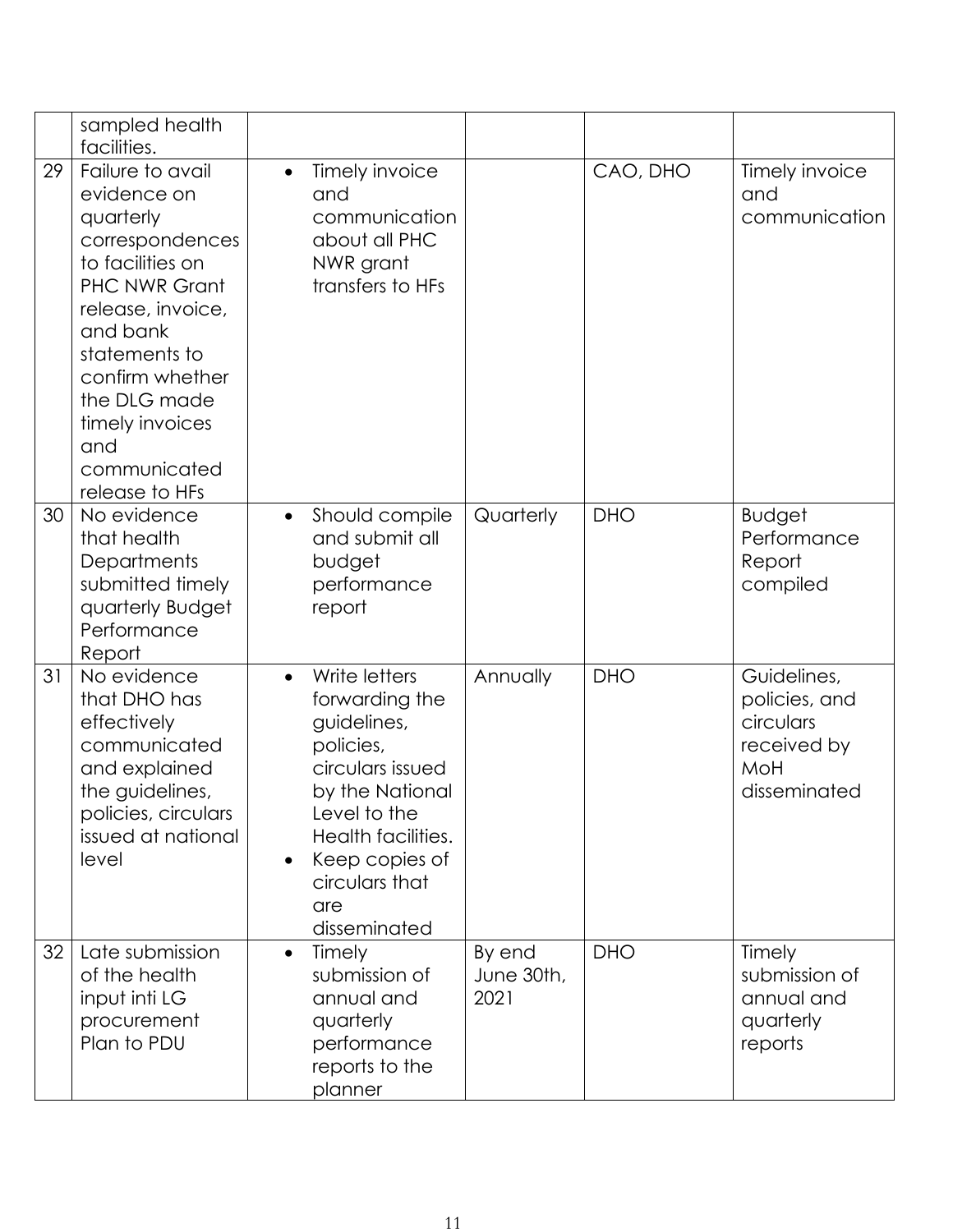| | sampled health facilities. | | | | |
|---|---|---|---|---|---|
| 29 | Failure to avail evidence on quarterly correspondences to facilities on PHC NWR Grant release, invoice, and bank statements to confirm whether the DLG made timely invoices and communicated release to HFs | • Timely invoice and communication about all PHC NWR grant transfers to HFs | | CAO, DHO | Timely invoice and communication |
| 30 | No evidence that health Departments submitted timely quarterly Budget Performance Report | • Should compile and submit all budget performance report | Quarterly | DHO | Budget Performance Report compiled |
| 31 | No evidence that DHO has effectively communicated and explained the guidelines, policies, circulars issued at national level | • Write letters forwarding the guidelines, policies, circulars issued by the National Level to the Health facilities.<br>• Keep copies of circulars that are disseminated | Annually | DHO | Guidelines, policies, and circulars received by MoH disseminated |
| 32 | Late submission of the health input inti LG procurement Plan to PDU | • Timely submission of annual and quarterly performance reports to the planner | By end June 30th, 2021 | DHO | Timely submission of annual and quarterly reports |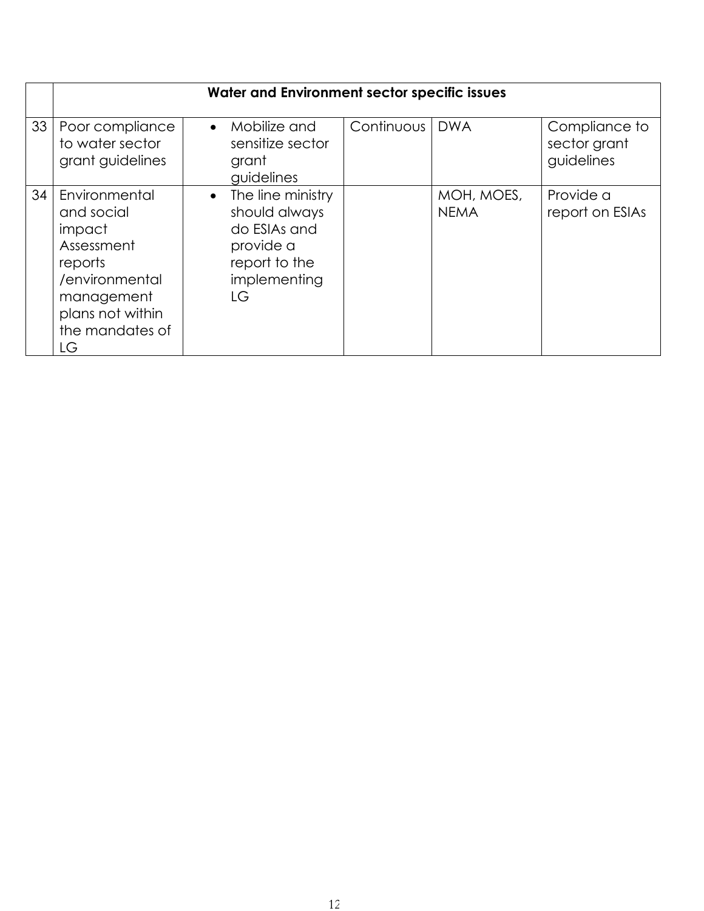| | Water and Environment sector specific issues | | | | |
|---|---|---|---|---|---|
| 33 | Poor compliance to water sector grant guidelines | • Mobilize and sensitize sector grant guidelines | Continuous | DWA | Compliance to sector grant guidelines |
| 34 | Environmental and social impact Assessment reports /environmental management plans not within the mandates of LG | • The line ministry should always do ESIAs and provide a report to the implementing LG | | MOH, MOES, NEMA | Provide a report on ESIAs |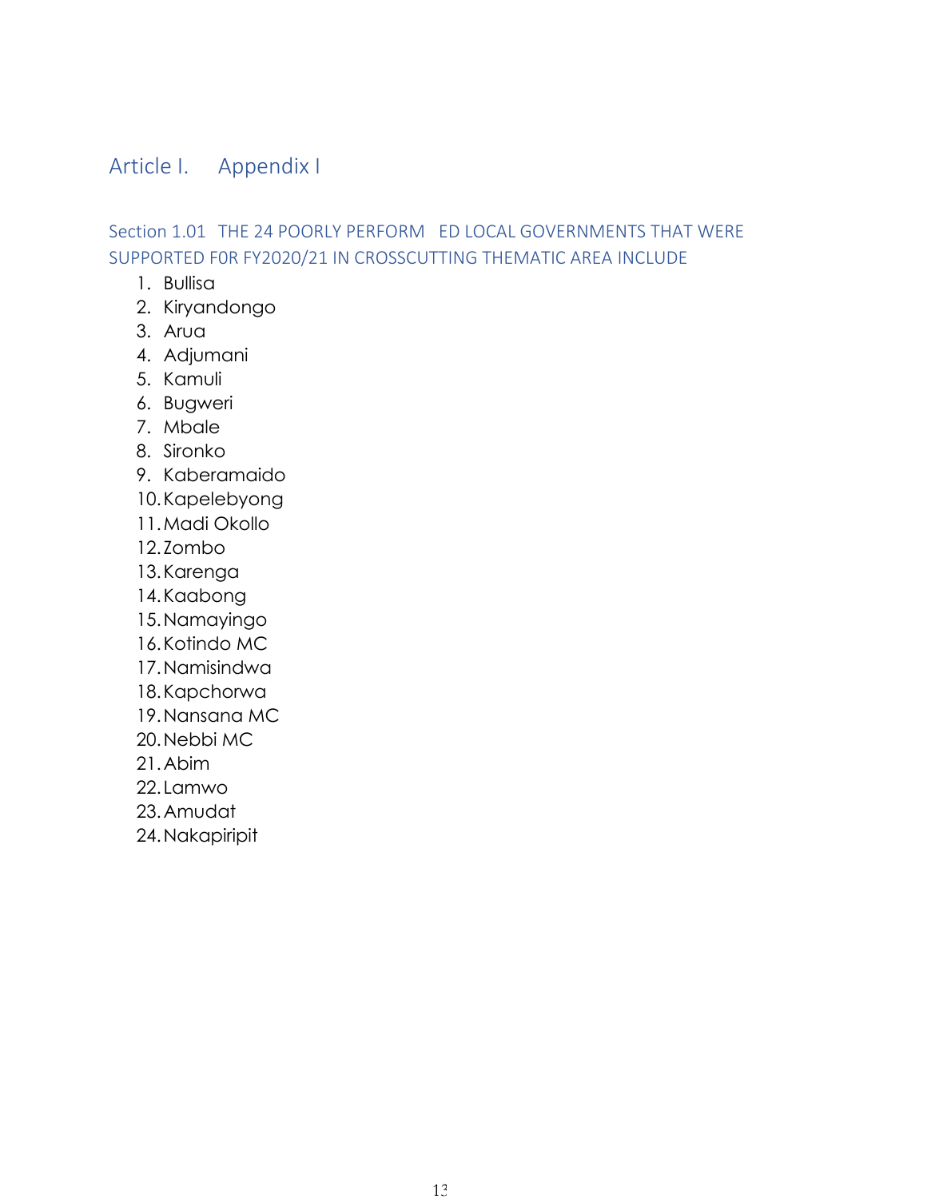# Article I. Appendix I

## Section 1.01 THE 24 POORLY PERFORM ED LOCAL GOVERNMENTS THAT WERE SUPPORTED F0R FY2020/21 IN CROSSCUTTING THEMATIC AREA INCLUDE

1. Bullisa
2. Kiryandongo
3. Arua
4. Adjumani
5. Kamuli
6. Bugweri
7. Mbale
8. Sironko
9. Kaberamaido
10. Kapelebyong
11. Madi Okollo
12. Zombo
13. Karenga
14. Kaabong
15. Namayingo
16. Kotindo MC
17. Namisindwa
18. Kapchorwa
19. Nansana MC
20. Nebbi MC
21. Abim
22. Lamwo
23. Amudat
24. Nakapiripit